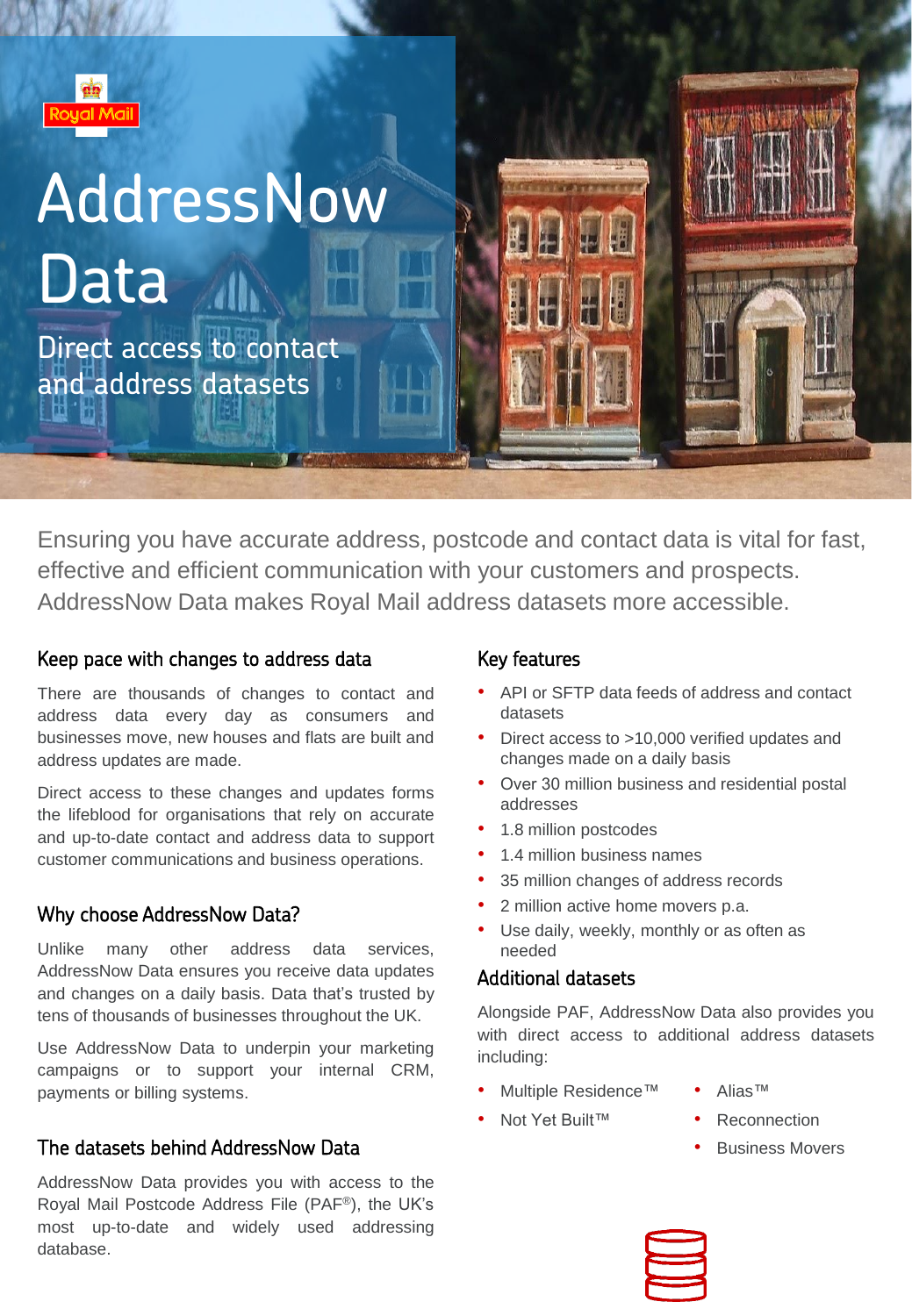Royal Mail

# AddressNow Data

Direct access to contact and address datasets

Ensuring you have accurate address, postcode and contact data is vital for fast, effective and efficient communication with your customers and prospects. AddressNow Data makes Royal Mail address datasets more accessible.

## Keep pace with changes to address data

There are thousands of changes to contact and address data every day as consumers and businesses move, new houses and flats are built and address updates are made.

Direct access to these changes and updates forms the lifeblood for organisations that rely on accurate and up-to-date contact and address data to support customer communications and business operations.

## Why choose AddressNow Data?

Unlike many other address data services, AddressNow Data ensures you receive data updates and changes on a daily basis. Data that's trusted by tens of thousands of businesses throughout the UK.

Use AddressNow Data to underpin your marketing campaigns or to support your internal CRM, payments or billing systems.

## The datasets behind AddressNow Data

AddressNow Data provides you with access to the Royal Mail Postcode Address File (PAF®), the UK's most up-to-date and widely used addressing database.

## Key features

- API or SFTP data feeds of address and contact datasets
- Direct access to >10,000 verified updates and changes made on a daily basis
- Over 30 million business and residential postal addresses
- 1.8 million postcodes
- 1.4 million business names
- 35 million changes of address records
- 2 million active home movers p.a.
- Use daily, weekly, monthly or as often as needed

## Additional datasets

Alongside PAF, AddressNow Data also provides you with direct access to additional address datasets including:

- Multiple Residence™
- Not Yet Built™
- Alias™
- Reconnection
- Business Movers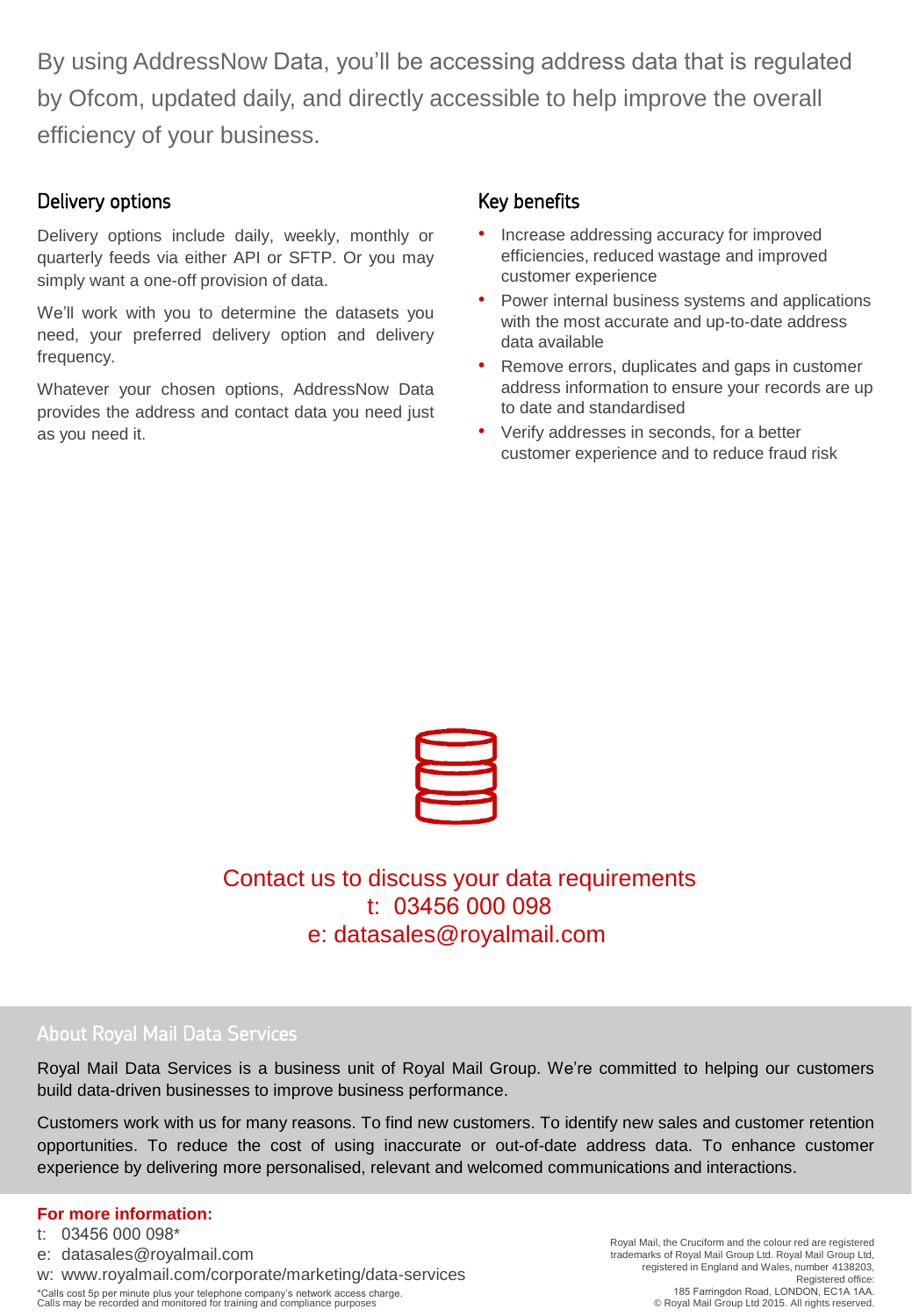By using AddressNow Data, you'll be accessing address data that is regulated by Ofcom, updated daily, and directly accessible to help improve the overall efficiency of your business.

## Delivery options

Delivery options include daily, weekly, monthly or quarterly feeds via either API or SFTP. Or you may simply want a one-off provision of data.

We'll work with you to determine the datasets you need, your preferred delivery option and delivery frequency.

Whatever your chosen options, AddressNow Data provides the address and contact data you need just as you need it.

## Key benefits

- Increase addressing accuracy for improved efficiencies, reduced wastage and improved customer experience
- Power internal business systems and applications with the most accurate and up-to-date address data available
- Remove errors, duplicates and gaps in customer address information to ensure your records are up to date and standardised
- Verify addresses in seconds, for a better customer experience and to reduce fraud risk

Contact us to discuss your data requirements
t: 03456 000 098
e: datasales@royalmail.com

## About Royal Mail Data Services

Royal Mail Data Services is a business unit of Royal Mail Group. We're committed to helping our customers build data-driven businesses to improve business performance.

Customers work with us for many reasons. To find new customers. To identify new sales and customer retention opportunities. To reduce the cost of using inaccurate or out-of-date address data. To enhance customer experience by delivering more personalised, relevant and welcomed communications and interactions.

**For more information:**

t: 03456 000 098*
e: datasales@royalmail.com
w: www.royalmail.com/corporate/marketing/data-services

*Calls cost 5p per minute plus your telephone company's network access charge.
Calls may be recorded and monitored for training and compliance purposes

Royal Mail, the Cruciform and the colour red are registered trademarks of Royal Mail Group Ltd. Royal Mail Group Ltd, registered in England and Wales, number 4138203, Registered office: 185 Farringdon Road, LONDON, EC1A 1AA. © Royal Mail Group Ltd 2015. All rights reserved.